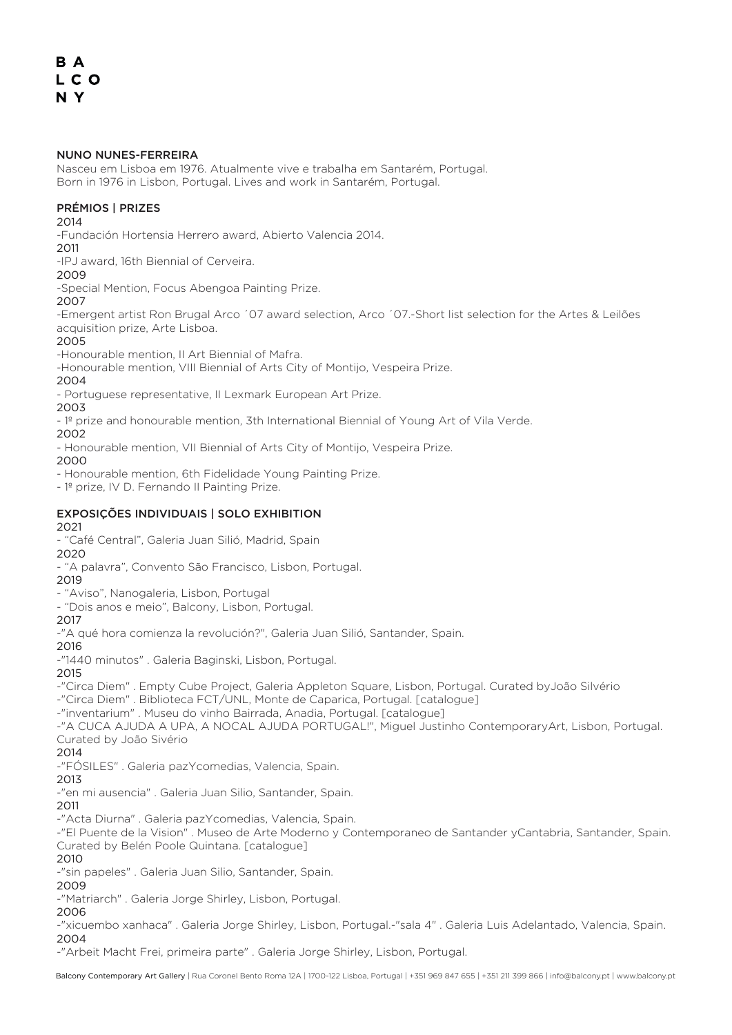B A
L C O
N Y

## NUNO NUNES-FERREIRA

Nasceu em Lisboa em 1976. Atualmente vive e trabalha em Santarém, Portugal.
Born in 1976 in Lisbon, Portugal. Lives and work in Santarém, Portugal.

### PRÉMIOS | PRIZES

2014

-Fundación Hortensia Herrero award, Abierto Valencia 2014.

2011

-IPJ award, 16th Biennial of Cerveira.

2009

-Special Mention, Focus Abengoa Painting Prize.

2007

-Emergent artist Ron Brugal Arco ´07 award selection, Arco ´07.-Short list selection for the Artes & Leilões acquisition prize, Arte Lisboa.

2005

-Honourable mention, II Art Biennial of Mafra.

-Honourable mention, VIII Biennial of Arts City of Montijo, Vespeira Prize.

2004

- Portuguese representative, II Lexmark European Art Prize.

2003

- 1º prize and honourable mention, 3th International Biennial of Young Art of Vila Verde.

2002

- Honourable mention, VII Biennial of Arts City of Montijo, Vespeira Prize.

2000

- Honourable mention, 6th Fidelidade Young Painting Prize.
- 1º prize, IV D. Fernando II Painting Prize.

### EXPOSIÇÕES INDIVIDUAIS | SOLO EXHIBITION

2021

- "Café Central", Galeria Juan Silió, Madrid, Spain

2020

- "A palavra", Convento São Francisco, Lisbon, Portugal.

2019

- "Aviso", Nanogaleria, Lisbon, Portugal
- "Dois anos e meio", Balcony, Lisbon, Portugal.

2017

-"A qué hora comienza la revolución?", Galeria Juan Silió, Santander, Spain.

2016

-"1440 minutos" . Galeria Baginski, Lisbon, Portugal.

2015

-"Circa Diem" . Empty Cube Project, Galeria Appleton Square, Lisbon, Portugal. Curated byJoão Silvério

-"Circa Diem" . Biblioteca FCT/UNL, Monte de Caparica, Portugal. [catalogue]

-"inventarium" . Museu do vinho Bairrada, Anadia, Portugal. [catalogue]

-"A CUCA AJUDA A UPA, A NOCAL AJUDA PORTUGAL!", Miguel Justinho ContemporaryArt, Lisbon, Portugal. Curated by João Sivério

2014

-"FÓSILES" . Galeria pazYcomedias, Valencia, Spain.

2013

-"en mi ausencia" . Galeria Juan Silio, Santander, Spain.

2011

-"Acta Diurna" . Galeria pazYcomedias, Valencia, Spain.

-"El Puente de la Vision" . Museo de Arte Moderno y Contemporaneo de Santander yCantabria, Santander, Spain. Curated by Belén Poole Quintana. [catalogue]

2010

-"sin papeles" . Galeria Juan Silio, Santander, Spain.

2009

-"Matriarch" . Galeria Jorge Shirley, Lisbon, Portugal.

2006

-"xicuembo xanhaca" . Galeria Jorge Shirley, Lisbon, Portugal.-"sala 4" . Galeria Luis Adelantado, Valencia, Spain.

2004

-"Arbeit Macht Frei, primeira parte" . Galeria Jorge Shirley, Lisbon, Portugal.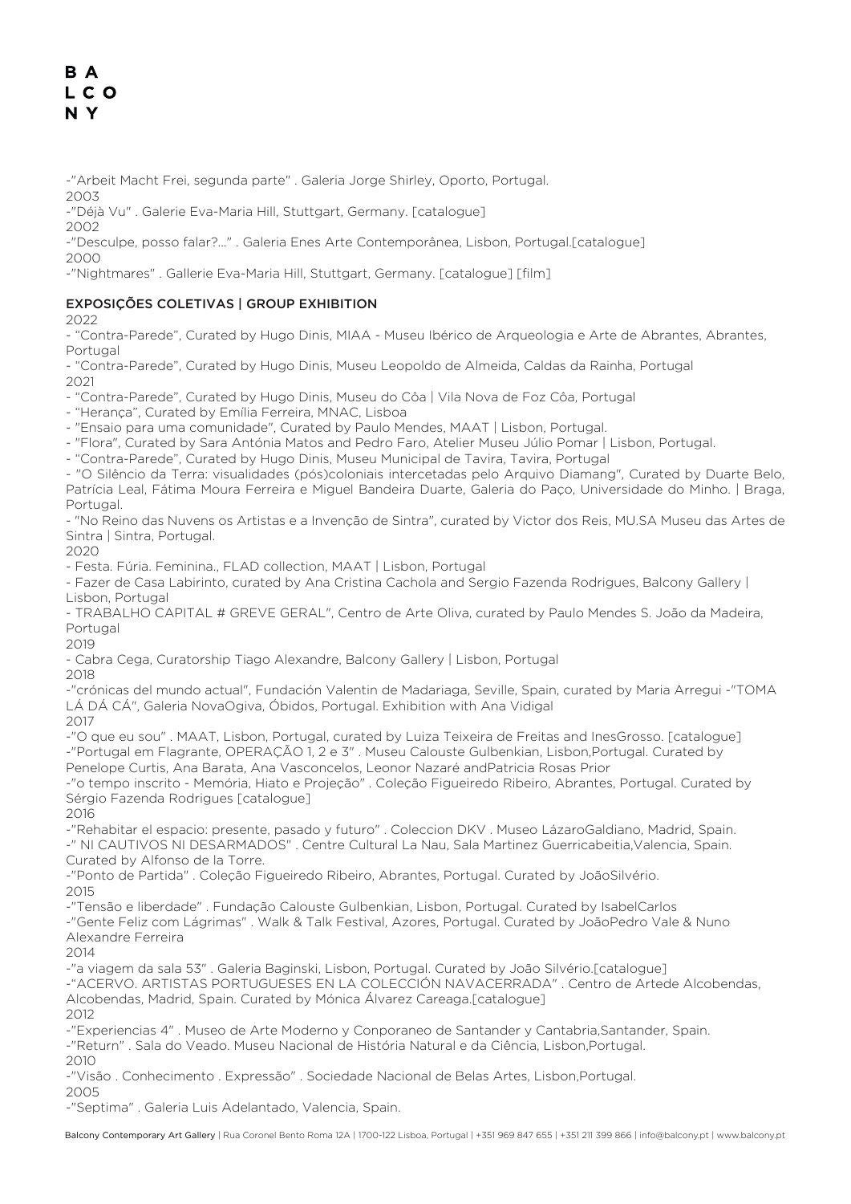-"Arbeit Macht Frei, segunda parte" . Galeria Jorge Shirley, Oporto, Portugal.

2003

-"Déjà Vu" . Galerie Eva-Maria Hill, Stuttgart, Germany. [catalogue]

2002

-"Desculpe, posso falar?..." . Galeria Enes Arte Contemporânea, Lisbon, Portugal.[catalogue]

2000

-"Nightmares" . Gallerie Eva-Maria Hill, Stuttgart, Germany. [catalogue] [film]

## EXPOSIÇÕES COLETIVAS | GROUP EXHIBITION

2022

- "Contra-Parede", Curated by Hugo Dinis, MIAA - Museu Ibérico de Arqueologia e Arte de Abrantes, Abrantes, Portugal
- "Contra-Parede", Curated by Hugo Dinis, Museu Leopoldo de Almeida, Caldas da Rainha, Portugal

2021

- "Contra-Parede", Curated by Hugo Dinis, Museu do Côa | Vila Nova de Foz Côa, Portugal
- "Herança", Curated by Emília Ferreira, MNAC, Lisboa
- "Ensaio para uma comunidade", Curated by Paulo Mendes, MAAT | Lisbon, Portugal.
- "Flora", Curated by Sara Antónia Matos and Pedro Faro, Atelier Museu Júlio Pomar | Lisbon, Portugal.
- "Contra-Parede", Curated by Hugo Dinis, Museu Municipal de Tavira, Tavira, Portugal
- "O Silêncio da Terra: visualidades (pós)coloniais intercetadas pelo Arquivo Diamang", Curated by Duarte Belo, Patrícia Leal, Fátima Moura Ferreira e Miguel Bandeira Duarte, Galeria do Paço, Universidade do Minho. | Braga, Portugal.
- "No Reino das Nuvens os Artistas e a Invenção de Sintra", curated by Victor dos Reis, MU.SA Museu das Artes de Sintra | Sintra, Portugal.

2020

- Festa. Fúria. Feminina., FLAD collection, MAAT | Lisbon, Portugal
- Fazer de Casa Labirinto, curated by Ana Cristina Cachola and Sergio Fazenda Rodrigues, Balcony Gallery | Lisbon, Portugal
- TRABALHO CAPITAL # GREVE GERAL", Centro de Arte Oliva, curated by Paulo Mendes S. João da Madeira, Portugal

2019

- Cabra Cega, Curatorship Tiago Alexandre, Balcony Gallery | Lisbon, Portugal

2018

-"crónicas del mundo actual", Fundación Valentin de Madariaga, Seville, Spain, curated by Maria Arregui -"TOMA LÁ DÁ CÁ", Galeria NovaOgiva, Óbidos, Portugal. Exhibition with Ana Vidigal

2017

-"O que eu sou" . MAAT, Lisbon, Portugal, curated by Luiza Teixeira de Freitas and InesGrosso. [catalogue]
-"Portugal em Flagrante, OPERAÇÃO 1, 2 e 3" . Museu Calouste Gulbenkian, Lisbon,Portugal. Curated by Penelope Curtis, Ana Barata, Ana Vasconcelos, Leonor Nazaré andPatricia Rosas Prior
-"o tempo inscrito - Memória, Hiato e Projeção" . Coleção Figueiredo Ribeiro, Abrantes, Portugal. Curated by Sérgio Fazenda Rodrigues [catalogue]

2016

-"Rehabitar el espacio: presente, pasado y futuro" . Coleccion DKV . Museo LázaroGaldiano, Madrid, Spain.
-" NI CAUTIVOS NI DESARMADOS" . Centre Cultural La Nau, Sala Martinez Guerricabeitia,Valencia, Spain. Curated by Alfonso de la Torre.
-"Ponto de Partida" . Coleção Figueiredo Ribeiro, Abrantes, Portugal. Curated by JoãoSilvério.

2015

-"Tensão e liberdade" . Fundação Calouste Gulbenkian, Lisbon, Portugal. Curated by IsabelCarlos
-"Gente Feliz com Lágrimas" . Walk & Talk Festival, Azores, Portugal. Curated by JoãoPedro Vale & Nuno Alexandre Ferreira

2014

-"a viagem da sala 53" . Galeria Baginski, Lisbon, Portugal. Curated by João Silvério.[catalogue]
-"ACERVO. ARTISTAS PORTUGUESES EN LA COLECCIÓN NAVACERRADA" . Centro de Artede Alcobendas, Alcobendas, Madrid, Spain. Curated by Mónica Álvarez Careaga.[catalogue]

2012

-"Experiencias 4" . Museo de Arte Moderno y Conporaneo de Santander y Cantabria,Santander, Spain.
-"Return" . Sala do Veado. Museu Nacional de História Natural e da Ciência, Lisbon,Portugal.

2010

-"Visão . Conhecimento . Expressão" . Sociedade Nacional de Belas Artes, Lisbon,Portugal.

2005

-"Septima" . Galeria Luis Adelantado, Valencia, Spain.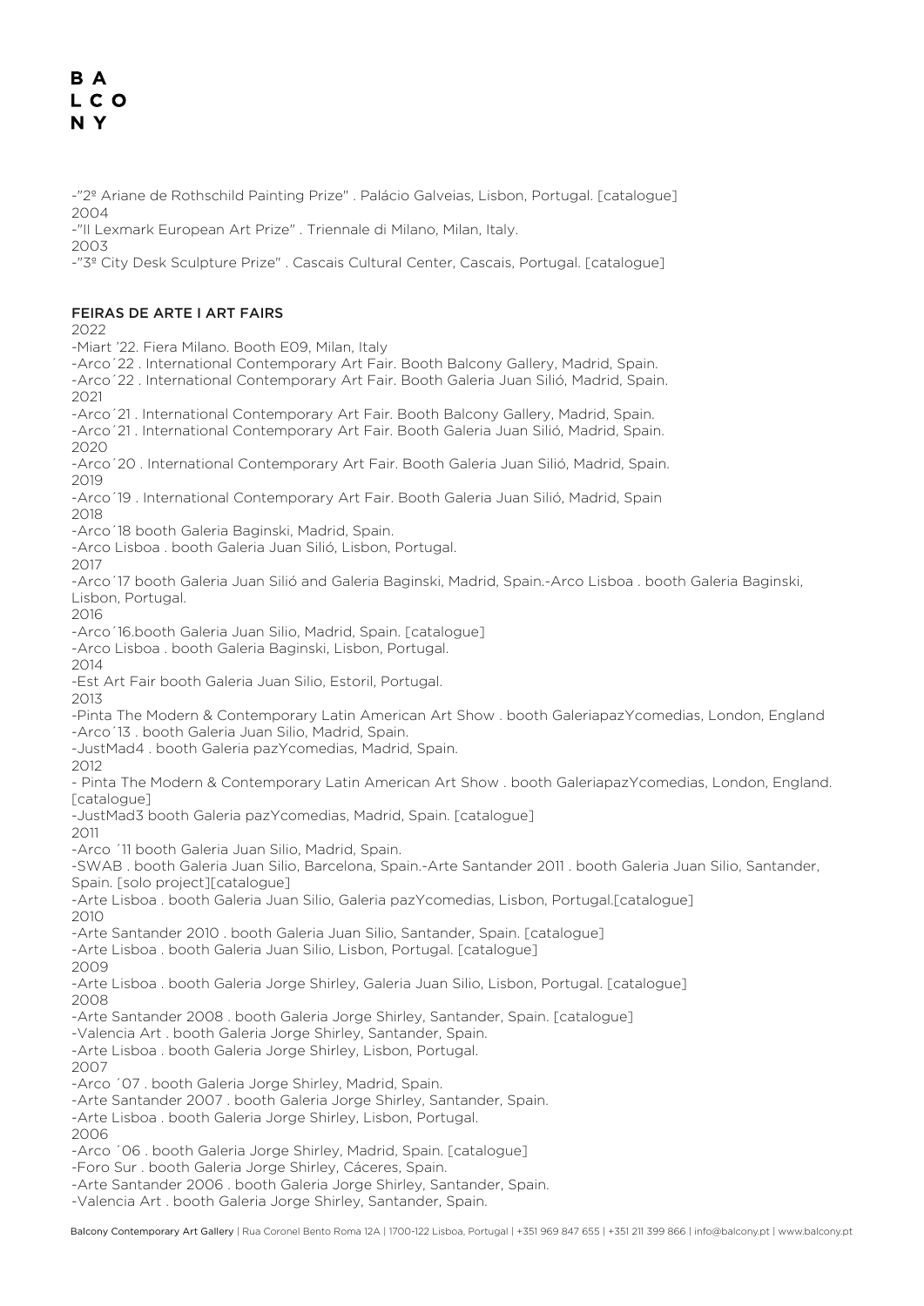-"2º Ariane de Rothschild Painting Prize" . Palácio Galveias, Lisbon, Portugal. [catalogue]
2004
-"II Lexmark European Art Prize" . Triennale di Milano, Milan, Italy.
2003
-"3º City Desk Sculpture Prize" . Cascais Cultural Center, Cascais, Portugal. [catalogue]

## FEIRAS DE ARTE I ART FAIRS

2022
-Miart '22. Fiera Milano. Booth E09, Milan, Italy
-Arco´22 . International Contemporary Art Fair. Booth Balcony Gallery, Madrid, Spain.
-Arco´22 . International Contemporary Art Fair. Booth Galeria Juan Silió, Madrid, Spain.
2021
-Arco´21 . International Contemporary Art Fair. Booth Balcony Gallery, Madrid, Spain.
-Arco´21 . International Contemporary Art Fair. Booth Galeria Juan Silió, Madrid, Spain.
2020
-Arco´20 . International Contemporary Art Fair. Booth Galeria Juan Silió, Madrid, Spain.
2019
-Arco´19 . International Contemporary Art Fair. Booth Galeria Juan Silió, Madrid, Spain
2018
-Arco´18 booth Galeria Baginski, Madrid, Spain.
-Arco Lisboa . booth Galeria Juan Silió, Lisbon, Portugal.
2017
-Arco´17 booth Galeria Juan Silió and Galeria Baginski, Madrid, Spain.-Arco Lisboa . booth Galeria Baginski, Lisbon, Portugal.
2016
-Arco´16.booth Galeria Juan Silio, Madrid, Spain. [catalogue]
-Arco Lisboa . booth Galeria Baginski, Lisbon, Portugal.
2014
-Est Art Fair booth Galeria Juan Silio, Estoril, Portugal.
2013
-Pinta The Modern & Contemporary Latin American Art Show . booth GaleriapazYcomedias, London, England
-Arco´13 . booth Galeria Juan Silio, Madrid, Spain.
-JustMad4 . booth Galeria pazYcomedias, Madrid, Spain.
2012
- Pinta The Modern & Contemporary Latin American Art Show . booth GaleriapazYcomedias, London, England. [catalogue]
-JustMad3 booth Galeria pazYcomedias, Madrid, Spain. [catalogue]
2011
-Arco ´11 booth Galeria Juan Silio, Madrid, Spain.
-SWAB . booth Galeria Juan Silio, Barcelona, Spain.-Arte Santander 2011 . booth Galeria Juan Silio, Santander, Spain. [solo project][catalogue]
-Arte Lisboa . booth Galeria Juan Silio, Galeria pazYcomedias, Lisbon, Portugal.[catalogue]
2010
-Arte Santander 2010 . booth Galeria Juan Silio, Santander, Spain. [catalogue]
-Arte Lisboa . booth Galeria Juan Silio, Lisbon, Portugal. [catalogue]
2009
-Arte Lisboa . booth Galeria Jorge Shirley, Galeria Juan Silio, Lisbon, Portugal. [catalogue]
2008
-Arte Santander 2008 . booth Galeria Jorge Shirley, Santander, Spain. [catalogue]
-Valencia Art . booth Galeria Jorge Shirley, Santander, Spain.
-Arte Lisboa . booth Galeria Jorge Shirley, Lisbon, Portugal.
2007
-Arco ´07 . booth Galeria Jorge Shirley, Madrid, Spain.
-Arte Santander 2007 . booth Galeria Jorge Shirley, Santander, Spain.
-Arte Lisboa . booth Galeria Jorge Shirley, Lisbon, Portugal.
2006
-Arco ´06 . booth Galeria Jorge Shirley, Madrid, Spain. [catalogue]
-Foro Sur . booth Galeria Jorge Shirley, Cáceres, Spain.
-Arte Santander 2006 . booth Galeria Jorge Shirley, Santander, Spain.
-Valencia Art . booth Galeria Jorge Shirley, Santander, Spain.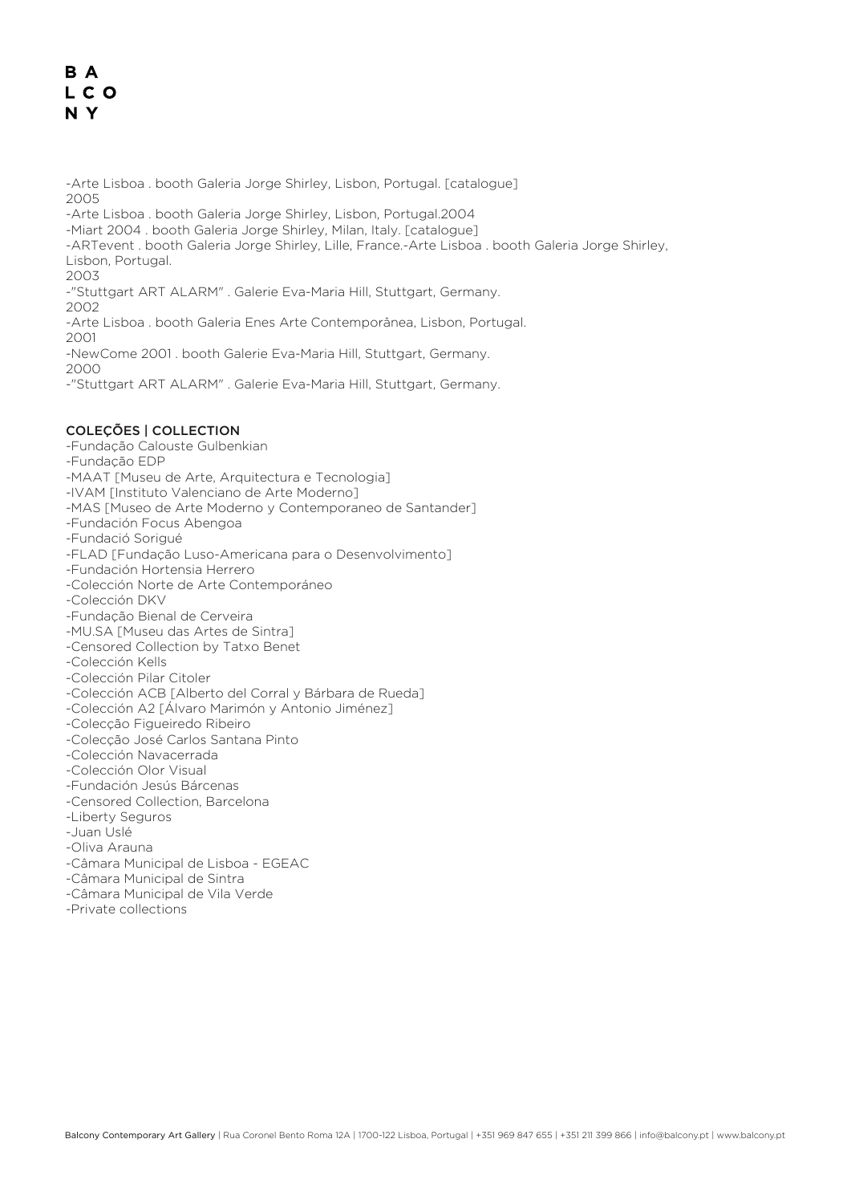-Arte Lisboa . booth Galeria Jorge Shirley, Lisbon, Portugal. [catalogue]
2005
-Arte Lisboa . booth Galeria Jorge Shirley, Lisbon, Portugal.2004
-Miart 2004 . booth Galeria Jorge Shirley, Milan, Italy. [catalogue]
-ARTevent . booth Galeria Jorge Shirley, Lille, France.-Arte Lisboa . booth Galeria Jorge Shirley, Lisbon, Portugal.
2003
-"Stuttgart ART ALARM" . Galerie Eva-Maria Hill, Stuttgart, Germany.
2002
-Arte Lisboa . booth Galeria Enes Arte Contemporânea, Lisbon, Portugal.
2001
-NewCome 2001 . booth Galerie Eva-Maria Hill, Stuttgart, Germany.
2000
-"Stuttgart ART ALARM" . Galerie Eva-Maria Hill, Stuttgart, Germany.

## COLEÇÕES | COLLECTION

-Fundação Calouste Gulbenkian
-Fundação EDP
-MAAT [Museu de Arte, Arquitectura e Tecnologia]
-IVAM [Instituto Valenciano de Arte Moderno]
-MAS [Museo de Arte Moderno y Contemporaneo de Santander]
-Fundación Focus Abengoa
-Fundació Sorigué
-FLAD [Fundação Luso-Americana para o Desenvolvimento]
-Fundación Hortensia Herrero
-Colección Norte de Arte Contemporáneo
-Colección DKV
-Fundação Bienal de Cerveira
-MU.SA [Museu das Artes de Sintra]
-Censored Collection by Tatxo Benet
-Colección Kells
-Colección Pilar Citoler
-Colección ACB [Alberto del Corral y Bárbara de Rueda]
-Colección A2 [Álvaro Marimón y Antonio Jiménez]
-Colecção Figueiredo Ribeiro
-Colecção José Carlos Santana Pinto
-Colección Navacerrada
-Colección Olor Visual
-Fundación Jesús Bárcenas
-Censored Collection, Barcelona
-Liberty Seguros
-Juan Uslé
-Oliva Arauna
-Câmara Municipal de Lisboa - EGEAC
-Câmara Municipal de Sintra
-Câmara Municipal de Vila Verde
-Private collections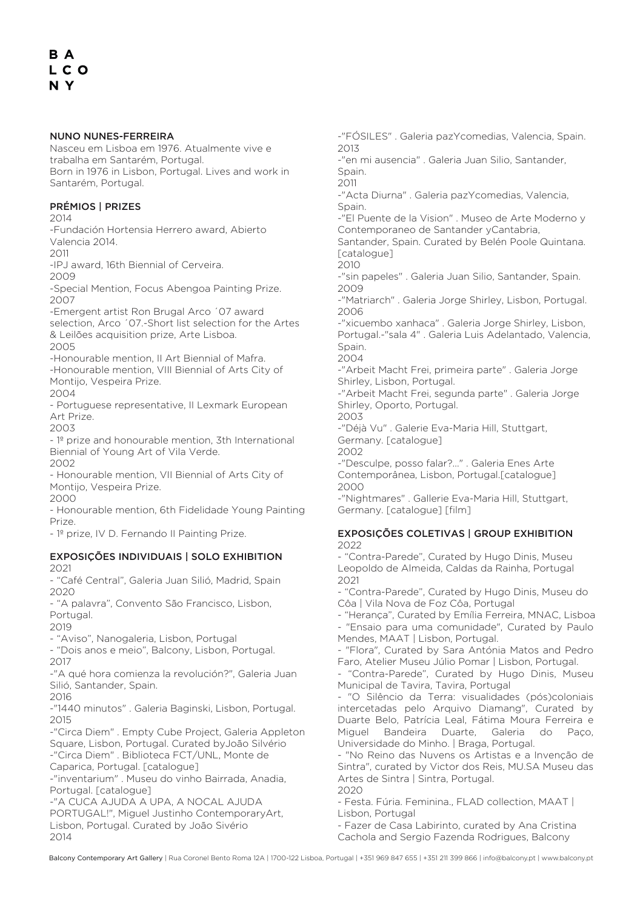B A
L C O
N Y

## NUNO NUNES-FERREIRA

Nasceu em Lisboa em 1976. Atualmente vive e trabalha em Santarém, Portugal.
Born in 1976 in Lisbon, Portugal. Lives and work in Santarém, Portugal.

### PRÉMIOS | PRIZES

2014
-Fundación Hortensia Herrero award, Abierto Valencia 2014.
2011
-IPJ award, 16th Biennial of Cerveira.
2009
-Special Mention, Focus Abengoa Painting Prize.
2007
-Emergent artist Ron Brugal Arco ´07 award selection, Arco ´07.-Short list selection for the Artes & Leilões acquisition prize, Arte Lisboa.
2005
-Honourable mention, II Art Biennial of Mafra.
-Honourable mention, VIII Biennial of Arts City of Montijo, Vespeira Prize.
2004
- Portuguese representative, II Lexmark European Art Prize.
2003
- 1º prize and honourable mention, 3th International Biennial of Young Art of Vila Verde.
2002
- Honourable mention, VII Biennial of Arts City of Montijo, Vespeira Prize.
2000
- Honourable mention, 6th Fidelidade Young Painting Prize.
- 1º prize, IV D. Fernando II Painting Prize.

### EXPOSIÇÕES INDIVIDUAIS | SOLO EXHIBITION

2021
- "Café Central", Galeria Juan Silió, Madrid, Spain
2020
- "A palavra", Convento São Francisco, Lisbon, Portugal.
2019
- "Aviso", Nanogaleria, Lisbon, Portugal
- "Dois anos e meio", Balcony, Lisbon, Portugal.
2017
-"A qué hora comienza la revolución?", Galeria Juan Silió, Santander, Spain.
2016
-"1440 minutos" . Galeria Baginski, Lisbon, Portugal.
2015
-"Circa Diem" . Empty Cube Project, Galeria Appleton Square, Lisbon, Portugal. Curated byJoão Silvério
-"Circa Diem" . Biblioteca FCT/UNL, Monte de Caparica, Portugal. [catalogue]
-"inventarium" . Museu do vinho Bairrada, Anadia, Portugal. [catalogue]
-"A CUCA AJUDA A UPA, A NOCAL AJUDA PORTUGAL!", Miguel Justinho ContemporaryArt, Lisbon, Portugal. Curated by João Sivério
2014
-"FÓSILES" . Galeria pazYcomedias, Valencia, Spain.
2013
-"en mi ausencia" . Galeria Juan Silio, Santander, Spain.
2011
-"Acta Diurna" . Galeria pazYcomedias, Valencia, Spain.
-"El Puente de la Vision" . Museo de Arte Moderno y Contemporaneo de Santander yCantabria, Santander, Spain. Curated by Belén Poole Quintana. [catalogue]
2010
-"sin papeles" . Galeria Juan Silio, Santander, Spain.
2009
-"Matriarch" . Galeria Jorge Shirley, Lisbon, Portugal.
2006
-"xicuembo xanhaca" . Galeria Jorge Shirley, Lisbon, Portugal.-"sala 4" . Galeria Luis Adelantado, Valencia, Spain.
2004
-"Arbeit Macht Frei, primeira parte" . Galeria Jorge Shirley, Lisbon, Portugal.
-"Arbeit Macht Frei, segunda parte" . Galeria Jorge Shirley, Oporto, Portugal.
2003
-"Déjà Vu" . Galerie Eva-Maria Hill, Stuttgart, Germany. [catalogue]
2002
-"Desculpe, posso falar?..." . Galeria Enes Arte Contemporânea, Lisbon, Portugal.[catalogue]
2000
-"Nightmares" . Gallerie Eva-Maria Hill, Stuttgart, Germany. [catalogue] [film]

### EXPOSIÇÕES COLETIVAS | GROUP EXHIBITION

2022
- "Contra-Parede", Curated by Hugo Dinis, Museu Leopoldo de Almeida, Caldas da Rainha, Portugal
2021
- "Contra-Parede", Curated by Hugo Dinis, Museu do Côa | Vila Nova de Foz Côa, Portugal
- "Herança", Curated by Emília Ferreira, MNAC, Lisboa
- "Ensaio para uma comunidade", Curated by Paulo Mendes, MAAT | Lisbon, Portugal.
- "Flora", Curated by Sara Antónia Matos and Pedro Faro, Atelier Museu Júlio Pomar | Lisbon, Portugal.
- "Contra-Parede", Curated by Hugo Dinis, Museu Municipal de Tavira, Tavira, Portugal
- "O Silêncio da Terra: visualidades (pós)coloniais intercetadas pelo Arquivo Diamang", Curated by Duarte Belo, Patrícia Leal, Fátima Moura Ferreira e Miguel Bandeira Duarte, Galeria do Paço, Universidade do Minho. | Braga, Portugal.
- "No Reino das Nuvens os Artistas e a Invenção de Sintra", curated by Victor dos Reis, MU.SA Museu das Artes de Sintra | Sintra, Portugal.
2020
- Festa. Fúria. Feminina., FLAD collection, MAAT | Lisbon, Portugal
- Fazer de Casa Labirinto, curated by Ana Cristina Cachola and Sergio Fazenda Rodrigues, Balcony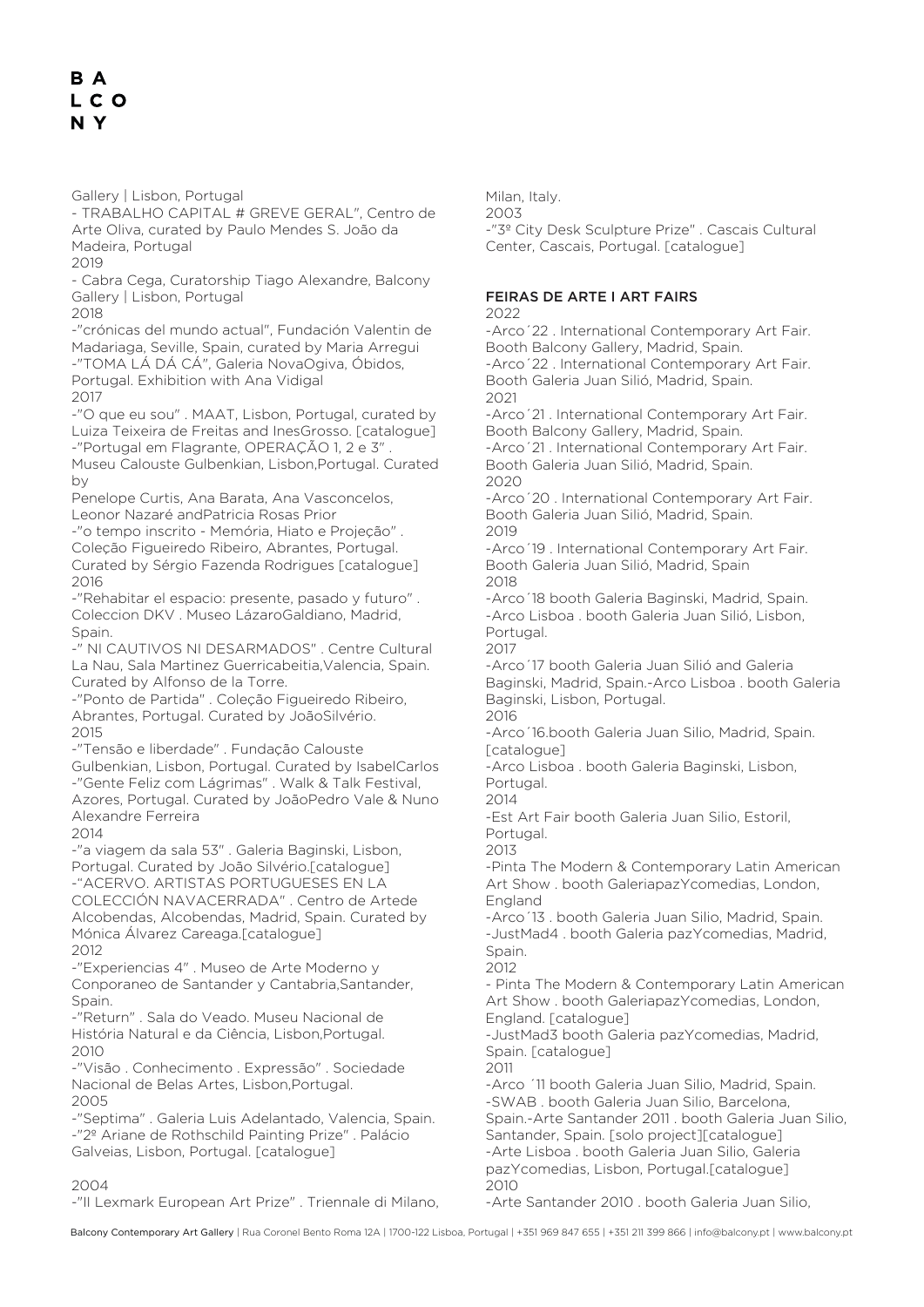Gallery | Lisbon, Portugal
- TRABALHO CAPITAL # GREVE GERAL", Centro de Arte Oliva, curated by Paulo Mendes S. João da Madeira, Portugal
2019
- Cabra Cega, Curatorship Tiago Alexandre, Balcony Gallery | Lisbon, Portugal
2018
-"crónicas del mundo actual", Fundación Valentin de Madariaga, Seville, Spain, curated by Maria Arregui
-"TOMA LÁ DÁ CÁ", Galeria NovaOgiva, Óbidos, Portugal. Exhibition with Ana Vidigal
2017
-"O que eu sou" . MAAT, Lisbon, Portugal, curated by Luiza Teixeira de Freitas and InesGrosso. [catalogue]
-"Portugal em Flagrante, OPERAÇÃO 1, 2 e 3" . Museu Calouste Gulbenkian, Lisbon,Portugal. Curated by
Penelope Curtis, Ana Barata, Ana Vasconcelos, Leonor Nazaré andPatricia Rosas Prior
-"o tempo inscrito - Memória, Hiato e Projeção" . Coleção Figueiredo Ribeiro, Abrantes, Portugal. Curated by Sérgio Fazenda Rodrigues [catalogue]
2016
-"Rehabitar el espacio: presente, pasado y futuro" . Coleccion DKV . Museo LázaroGaldiano, Madrid, Spain.
-" NI CAUTIVOS NI DESARMADOS" . Centre Cultural La Nau, Sala Martinez Guerricabeitia,Valencia, Spain. Curated by Alfonso de la Torre.
-"Ponto de Partida" . Coleção Figueiredo Ribeiro, Abrantes, Portugal. Curated by JoãoSilvério.
2015
-"Tensão e liberdade" . Fundação Calouste Gulbenkian, Lisbon, Portugal. Curated by IsabelCarlos
-"Gente Feliz com Lágrimas" . Walk & Talk Festival, Azores, Portugal. Curated by JoãoPedro Vale & Nuno Alexandre Ferreira
2014
-"a viagem da sala 53" . Galeria Baginski, Lisbon, Portugal. Curated by João Silvério.[catalogue]
-"ACERVO. ARTISTAS PORTUGUESES EN LA COLECCIÓN NAVACERRADA" . Centro de Artede Alcobendas, Alcobendas, Madrid, Spain. Curated by Mónica Álvarez Careaga.[catalogue]
2012
-"Experiencias 4" . Museo de Arte Moderno y Conporaneo de Santander y Cantabria,Santander, Spain.
-"Return" . Sala do Veado. Museu Nacional de História Natural e da Ciência, Lisbon,Portugal.
2010
-"Visão . Conhecimento . Expressão" . Sociedade Nacional de Belas Artes, Lisbon,Portugal.
2005
-"Septima" . Galeria Luis Adelantado, Valencia, Spain.
-"2º Ariane de Rothschild Painting Prize" . Palácio Galveias, Lisbon, Portugal. [catalogue]

2004
-"II Lexmark European Art Prize" . Triennale di Milano, Milan, Italy.
2003
-"3º City Desk Sculpture Prize" . Cascais Cultural Center, Cascais, Portugal. [catalogue]

## FEIRAS DE ARTE I ART FAIRS

2022
-Arco´22 . International Contemporary Art Fair. Booth Balcony Gallery, Madrid, Spain.
-Arco´22 . International Contemporary Art Fair. Booth Galeria Juan Silió, Madrid, Spain.
2021
-Arco´21 . International Contemporary Art Fair. Booth Balcony Gallery, Madrid, Spain.
-Arco´21 . International Contemporary Art Fair. Booth Galeria Juan Silió, Madrid, Spain.
2020
-Arco´20 . International Contemporary Art Fair. Booth Galeria Juan Silió, Madrid, Spain.
2019
-Arco´19 . International Contemporary Art Fair. Booth Galeria Juan Silió, Madrid, Spain
2018
-Arco´18 booth Galeria Baginski, Madrid, Spain.
-Arco Lisboa . booth Galeria Juan Silió, Lisbon, Portugal.
2017
-Arco´17 booth Galeria Juan Silió and Galeria Baginski, Madrid, Spain.-Arco Lisboa . booth Galeria Baginski, Lisbon, Portugal.
2016
-Arco´16.booth Galeria Juan Silio, Madrid, Spain. [catalogue]
-Arco Lisboa . booth Galeria Baginski, Lisbon, Portugal.
2014
-Est Art Fair booth Galeria Juan Silio, Estoril, Portugal.
2013
-Pinta The Modern & Contemporary Latin American Art Show . booth GaleriapazYcomedias, London, England
-Arco´13 . booth Galeria Juan Silio, Madrid, Spain.
-JustMad4 . booth Galeria pazYcomedias, Madrid, Spain.
2012
- Pinta The Modern & Contemporary Latin American Art Show . booth GaleriapazYcomedias, London, England. [catalogue]
-JustMad3 booth Galeria pazYcomedias, Madrid, Spain. [catalogue]
2011
-Arco ´11 booth Galeria Juan Silio, Madrid, Spain.
-SWAB . booth Galeria Juan Silio, Barcelona, Spain.-Arte Santander 2011 . booth Galeria Juan Silio, Santander, Spain. [solo project][catalogue]
-Arte Lisboa . booth Galeria Juan Silio, Galeria pazYcomedias, Lisbon, Portugal.[catalogue]
2010
-Arte Santander 2010 . booth Galeria Juan Silio,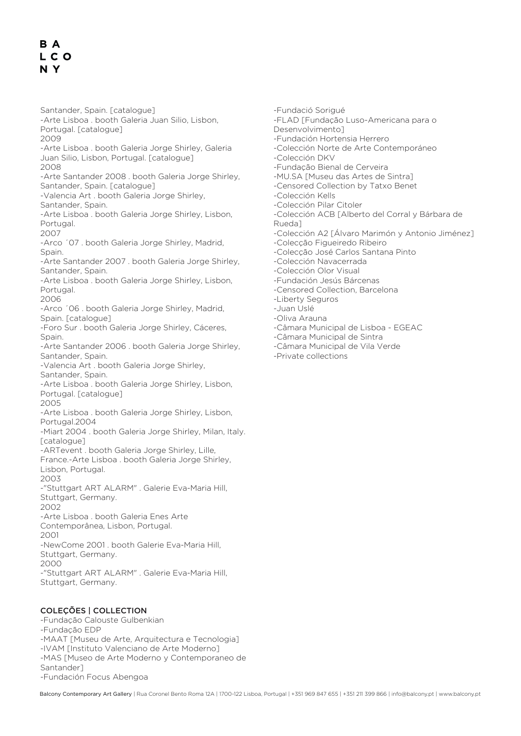Santander, Spain. [catalogue]
-Arte Lisboa . booth Galeria Juan Silio, Lisbon, Portugal. [catalogue]
2009
-Arte Lisboa . booth Galeria Jorge Shirley, Galeria Juan Silio, Lisbon, Portugal. [catalogue]
2008
-Arte Santander 2008 . booth Galeria Jorge Shirley, Santander, Spain. [catalogue]
-Valencia Art . booth Galeria Jorge Shirley, Santander, Spain.
-Arte Lisboa . booth Galeria Jorge Shirley, Lisbon, Portugal.
2007
-Arco ´07 . booth Galeria Jorge Shirley, Madrid, Spain.
-Arte Santander 2007 . booth Galeria Jorge Shirley, Santander, Spain.
-Arte Lisboa . booth Galeria Jorge Shirley, Lisbon, Portugal.
2006
-Arco ´06 . booth Galeria Jorge Shirley, Madrid, Spain. [catalogue]
-Foro Sur . booth Galeria Jorge Shirley, Cáceres, Spain.
-Arte Santander 2006 . booth Galeria Jorge Shirley, Santander, Spain.
-Valencia Art . booth Galeria Jorge Shirley, Santander, Spain.
-Arte Lisboa . booth Galeria Jorge Shirley, Lisbon, Portugal. [catalogue]
2005
-Arte Lisboa . booth Galeria Jorge Shirley, Lisbon, Portugal.2004
-Miart 2004 . booth Galeria Jorge Shirley, Milan, Italy. [catalogue]
-ARTevent . booth Galeria Jorge Shirley, Lille, France.-Arte Lisboa . booth Galeria Jorge Shirley, Lisbon, Portugal.
2003
-"Stuttgart ART ALARM" . Galerie Eva-Maria Hill, Stuttgart, Germany.
2002
-Arte Lisboa . booth Galeria Enes Arte Contemporânea, Lisbon, Portugal.
2001
-NewCome 2001 . booth Galerie Eva-Maria Hill, Stuttgart, Germany.
2000
-"Stuttgart ART ALARM" . Galerie Eva-Maria Hill, Stuttgart, Germany.

## COLEÇÕES | COLLECTION

-Fundação Calouste Gulbenkian
-Fundação EDP
-MAAT [Museu de Arte, Arquitectura e Tecnologia]
-IVAM [Instituto Valenciano de Arte Moderno]
-MAS [Museo de Arte Moderno y Contemporaneo de Santander]
-Fundación Focus Abengoa
-Fundació Sorigué
-FLAD [Fundação Luso-Americana para o Desenvolvimento]
-Fundación Hortensia Herrero
-Colección Norte de Arte Contemporáneo
-Colección DKV
-Fundação Bienal de Cerveira
-MU.SA [Museu das Artes de Sintra]
-Censored Collection by Tatxo Benet
-Colección Kells
-Colección Pilar Citoler
-Colección ACB [Alberto del Corral y Bárbara de Rueda]
-Colección A2 [Álvaro Marimón y Antonio Jiménez]
-Colecção Figueiredo Ribeiro
-Colecção José Carlos Santana Pinto
-Colección Navacerrada
-Colección Olor Visual
-Fundación Jesús Bárcenas
-Censored Collection, Barcelona
-Liberty Seguros
-Juan Uslé
-Oliva Arauna
-Câmara Municipal de Lisboa - EGEAC
-Câmara Municipal de Sintra
-Câmara Municipal de Vila Verde
-Private collections